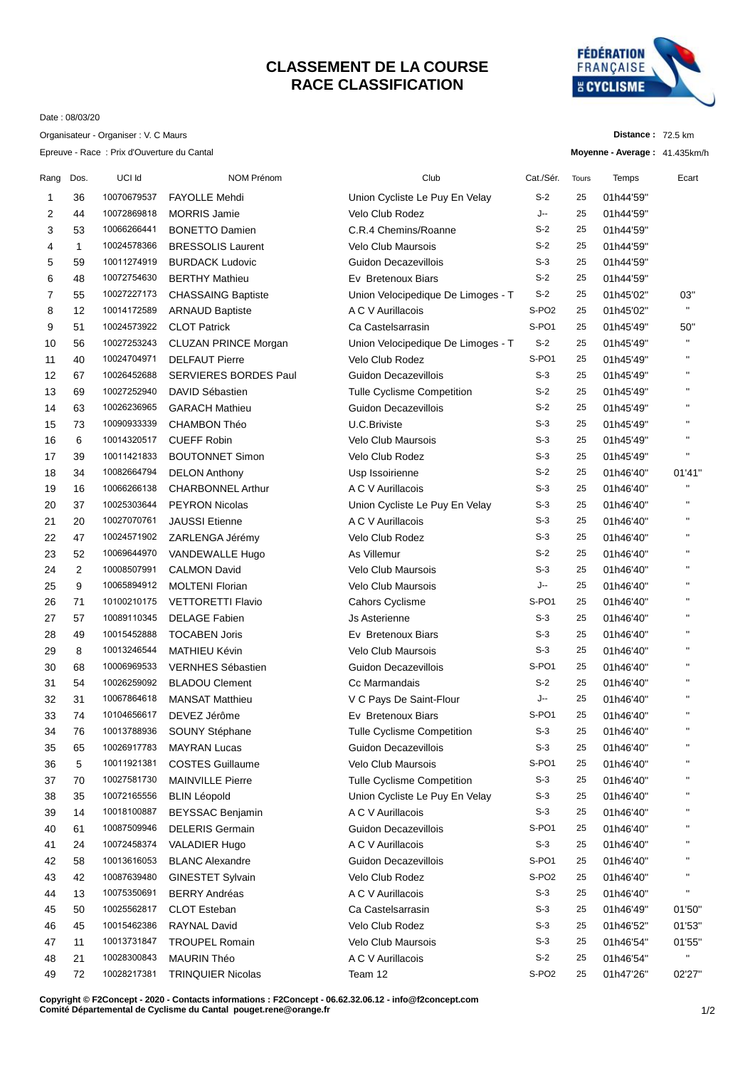# CLASSEMENT DE LA COURSE
# RACE CLASSIFICATION

Date : 08/03/20

Organisateur - Organiser : V. C Maurs

Epreuve - Race : Prix d'Ouverture du Cantal

**Distance :** 72.5 km

**Moyenne - Average :** 41.435km/h

| Rang | Dos. | UCI Id | NOM Prénom | Club | Cat./Sér. | Tours | Temps | Ecart |
|---|---|---|---|---|---|---|---|---|
| 1 | 36 | 10070679537 | FAYOLLE Mehdi | Union Cycliste Le Puy En Velay | S-2 | 25 | 01h44'59'' | |
| 2 | 44 | 10072869818 | MORRIS Jamie | Velo Club Rodez | J-- | 25 | 01h44'59'' | |
| 3 | 53 | 10066266441 | BONETTO Damien | C.R.4 Chemins/Roanne | S-2 | 25 | 01h44'59'' | |
| 4 | 1 | 10024578366 | BRESSOLIS Laurent | Velo Club Maursois | S-2 | 25 | 01h44'59'' | |
| 5 | 59 | 10011274919 | BURDACK Ludovic | Guidon Decazevillois | S-3 | 25 | 01h44'59'' | |
| 6 | 48 | 10072754630 | BERTHY Mathieu | Ev Bretenoux Biars | S-2 | 25 | 01h44'59'' | |
| 7 | 55 | 10027227173 | CHASSAING Baptiste | Union Velocipedique De Limoges - T | S-2 | 25 | 01h45'02'' | 03'' |
| 8 | 12 | 10014172589 | ARNAUD Baptiste | A C V Aurillacois | S-PO2 | 25 | 01h45'02'' | '' |
| 9 | 51 | 10024573922 | CLOT Patrick | Ca Castelsarrasin | S-PO1 | 25 | 01h45'49'' | 50'' |
| 10 | 56 | 10027253243 | CLUZAN PRINCE Morgan | Union Velocipedique De Limoges - T | S-2 | 25 | 01h45'49'' | '' |
| 11 | 40 | 10024704971 | DELFAUT Pierre | Velo Club Rodez | S-PO1 | 25 | 01h45'49'' | '' |
| 12 | 67 | 10026452688 | SERVIERES BORDES Paul | Guidon Decazevillois | S-3 | 25 | 01h45'49'' | '' |
| 13 | 69 | 10027252940 | DAVID Sébastien | Tulle Cyclisme Competition | S-2 | 25 | 01h45'49'' | '' |
| 14 | 63 | 10026236965 | GARACH Mathieu | Guidon Decazevillois | S-2 | 25 | 01h45'49'' | '' |
| 15 | 73 | 10090933339 | CHAMBON Théo | U.C.Briviste | S-3 | 25 | 01h45'49'' | '' |
| 16 | 6 | 10014320517 | CUEFF Robin | Velo Club Maursois | S-3 | 25 | 01h45'49'' | '' |
| 17 | 39 | 10011421833 | BOUTONNET Simon | Velo Club Rodez | S-3 | 25 | 01h45'49'' | '' |
| 18 | 34 | 10082664794 | DELON Anthony | Usp Issoirienne | S-2 | 25 | 01h46'40'' | 01'41'' |
| 19 | 16 | 10066266138 | CHARBONNEL Arthur | A C V Aurillacois | S-3 | 25 | 01h46'40'' | '' |
| 20 | 37 | 10025303644 | PEYRON Nicolas | Union Cycliste Le Puy En Velay | S-3 | 25 | 01h46'40'' | '' |
| 21 | 20 | 10027070761 | JAUSSI Etienne | A C V Aurillacois | S-3 | 25 | 01h46'40'' | '' |
| 22 | 47 | 10024571902 | ZARLENGA Jérémy | Velo Club Rodez | S-3 | 25 | 01h46'40'' | '' |
| 23 | 52 | 10069644970 | VANDEWALLE Hugo | As Villemur | S-2 | 25 | 01h46'40'' | '' |
| 24 | 2 | 10008507991 | CALMON David | Velo Club Maursois | S-3 | 25 | 01h46'40'' | '' |
| 25 | 9 | 10065894912 | MOLTENI Florian | Velo Club Maursois | J-- | 25 | 01h46'40'' | '' |
| 26 | 71 | 10100210175 | VETTORETTI Flavio | Cahors Cyclisme | S-PO1 | 25 | 01h46'40'' | '' |
| 27 | 57 | 10089110345 | DELAGE Fabien | Js Asterienne | S-3 | 25 | 01h46'40'' | '' |
| 28 | 49 | 10015452888 | TOCABEN Joris | Ev Bretenoux Biars | S-3 | 25 | 01h46'40'' | '' |
| 29 | 8 | 10013246544 | MATHIEU Kévin | Velo Club Maursois | S-3 | 25 | 01h46'40'' | '' |
| 30 | 68 | 10006969533 | VERNHES Sébastien | Guidon Decazevillois | S-PO1 | 25 | 01h46'40'' | '' |
| 31 | 54 | 10026259092 | BLADOU Clement | Cc Marmandais | S-2 | 25 | 01h46'40'' | '' |
| 32 | 31 | 10067864618 | MANSAT Matthieu | V C Pays De Saint-Flour | J-- | 25 | 01h46'40'' | '' |
| 33 | 74 | 10104656617 | DEVEZ Jérôme | Ev Bretenoux Biars | S-PO1 | 25 | 01h46'40'' | '' |
| 34 | 76 | 10013788936 | SOUNY Stéphane | Tulle Cyclisme Competition | S-3 | 25 | 01h46'40'' | '' |
| 35 | 65 | 10026917783 | MAYRAN Lucas | Guidon Decazevillois | S-3 | 25 | 01h46'40'' | '' |
| 36 | 5 | 10011921381 | COSTES Guillaume | Velo Club Maursois | S-PO1 | 25 | 01h46'40'' | '' |
| 37 | 70 | 10027581730 | MAINVILLE Pierre | Tulle Cyclisme Competition | S-3 | 25 | 01h46'40'' | '' |
| 38 | 35 | 10072165556 | BLIN Léopold | Union Cycliste Le Puy En Velay | S-3 | 25 | 01h46'40'' | '' |
| 39 | 14 | 10018100887 | BEYSSAC Benjamin | A C V Aurillacois | S-3 | 25 | 01h46'40'' | '' |
| 40 | 61 | 10087509946 | DELERIS Germain | Guidon Decazevillois | S-PO1 | 25 | 01h46'40'' | '' |
| 41 | 24 | 10072458374 | VALADIER Hugo | A C V Aurillacois | S-3 | 25 | 01h46'40'' | '' |
| 42 | 58 | 10013616053 | BLANC Alexandre | Guidon Decazevillois | S-PO1 | 25 | 01h46'40'' | '' |
| 43 | 42 | 10087639480 | GINESTET Sylvain | Velo Club Rodez | S-PO2 | 25 | 01h46'40'' | '' |
| 44 | 13 | 10075350691 | BERRY Andréas | A C V Aurillacois | S-3 | 25 | 01h46'40'' | '' |
| 45 | 50 | 10025562817 | CLOT Esteban | Ca Castelsarrasin | S-3 | 25 | 01h46'49'' | 01'50'' |
| 46 | 45 | 10015462386 | RAYNAL David | Velo Club Rodez | S-3 | 25 | 01h46'52'' | 01'53'' |
| 47 | 11 | 10013731847 | TROUPEL Romain | Velo Club Maursois | S-3 | 25 | 01h46'54'' | 01'55'' |
| 48 | 21 | 10028300843 | MAURIN Théo | A C V Aurillacois | S-2 | 25 | 01h46'54'' | '' |
| 49 | 72 | 10028217381 | TRINQUIER Nicolas | Team 12 | S-PO2 | 25 | 01h47'26'' | 02'27'' |

**Copyright © F2Concept - 2020 - Contacts informations : F2Concept - 06.62.32.06.12 - info@f2concept.com**
**Comité Départemental de Cyclisme du Cantal pouget.rene@orange.fr**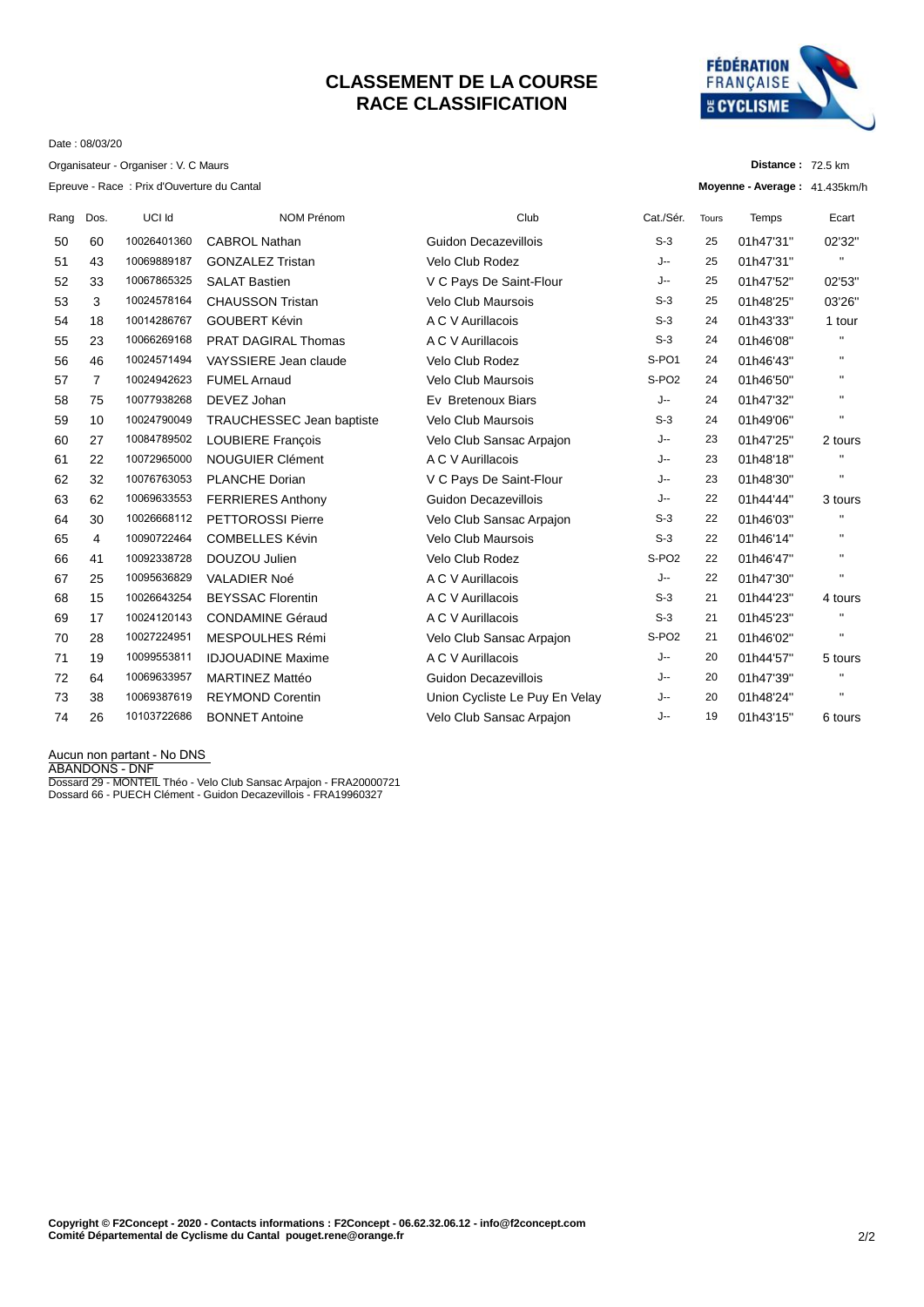# CLASSEMENT DE LA COURSE
# RACE CLASSIFICATION

Date : 08/03/20

Organisateur - Organiser : V. C Maurs

Epreuve - Race : Prix d'Ouverture du Cantal

**Distance :** 72.5 km

**Moyenne - Average :** 41.435km/h

| Rang | Dos. | UCI Id | NOM Prénom | Club | Cat./Sér. | Tours | Temps | Ecart |
|---|---|---|---|---|---|---|---|---|
| 50 | 60 | 10026401360 | CABROL Nathan | Guidon Decazevillois | S-3 | 25 | 01h47'31'' | 02'32'' |
| 51 | 43 | 10069889187 | GONZALEZ Tristan | Velo Club Rodez | J-- | 25 | 01h47'31'' | " |
| 52 | 33 | 10067865325 | SALAT Bastien | V C Pays De Saint-Flour | J-- | 25 | 01h47'52'' | 02'53'' |
| 53 | 3 | 10024578164 | CHAUSSON Tristan | Velo Club Maursois | S-3 | 25 | 01h48'25'' | 03'26'' |
| 54 | 18 | 10014286767 | GOUBERT Kévin | A C V Aurillacois | S-3 | 24 | 01h43'33'' | 1 tour |
| 55 | 23 | 10066269168 | PRAT DAGIRAL Thomas | A C V Aurillacois | S-3 | 24 | 01h46'08'' | " |
| 56 | 46 | 10024571494 | VAYSSIERE Jean claude | Velo Club Rodez | S-PO1 | 24 | 01h46'43'' | " |
| 57 | 7 | 10024942623 | FUMEL Arnaud | Velo Club Maursois | S-PO2 | 24 | 01h46'50'' | " |
| 58 | 75 | 10077938268 | DEVEZ Johan | Ev Bretenoux Biars | J-- | 24 | 01h47'32'' | " |
| 59 | 10 | 10024790049 | TRAUCHESSEC Jean baptiste | Velo Club Maursois | S-3 | 24 | 01h49'06'' | " |
| 60 | 27 | 10084789502 | LOUBIERE François | Velo Club Sansac Arpajon | J-- | 23 | 01h47'25'' | 2 tours |
| 61 | 22 | 10072965000 | NOUGUIER Clément | A C V Aurillacois | J-- | 23 | 01h48'18'' | " |
| 62 | 32 | 10076763053 | PLANCHE Dorian | V C Pays De Saint-Flour | J-- | 23 | 01h48'30'' | " |
| 63 | 62 | 10069633553 | FERRIERES Anthony | Guidon Decazevillois | J-- | 22 | 01h44'44'' | 3 tours |
| 64 | 30 | 10026668112 | PETTOROSSI Pierre | Velo Club Sansac Arpajon | S-3 | 22 | 01h46'03'' | " |
| 65 | 4 | 10090722464 | COMBELLES Kévin | Velo Club Maursois | S-3 | 22 | 01h46'14'' | " |
| 66 | 41 | 10092338728 | DOUZOU Julien | Velo Club Rodez | S-PO2 | 22 | 01h46'47'' | " |
| 67 | 25 | 10095636829 | VALADIER Noé | A C V Aurillacois | J-- | 22 | 01h47'30'' | " |
| 68 | 15 | 10026643254 | BEYSSAC Florentin | A C V Aurillacois | S-3 | 21 | 01h44'23'' | 4 tours |
| 69 | 17 | 10024120143 | CONDAMINE Géraud | A C V Aurillacois | S-3 | 21 | 01h45'23'' | " |
| 70 | 28 | 10027224951 | MESPOULHES Rémi | Velo Club Sansac Arpajon | S-PO2 | 21 | 01h46'02'' | " |
| 71 | 19 | 10099553811 | IDJOUADINE Maxime | A C V Aurillacois | J-- | 20 | 01h44'57'' | 5 tours |
| 72 | 64 | 10069633957 | MARTINEZ Mattéo | Guidon Decazevillois | J-- | 20 | 01h47'39'' | " |
| 73 | 38 | 10069387619 | REYMOND Corentin | Union Cycliste Le Puy En Velay | J-- | 20 | 01h48'24'' | " |
| 74 | 26 | 10103722686 | BONNET Antoine | Velo Club Sansac Arpajon | J-- | 19 | 01h43'15'' | 6 tours |

Aucun non partant - No DNS

ABANDONS - DNF

Dossard 29 - MONTEIL Théo - Velo Club Sansac Arpajon - FRA20000721
Dossard 66 - PUECH Clément - Guidon Decazevillois - FRA19960327

**Copyright © F2Concept - 2020 - Contacts informations : F2Concept - 06.62.32.06.12 - info@f2concept.com**
**Comité Départemental de Cyclisme du Cantal pouget.rene@orange.fr**